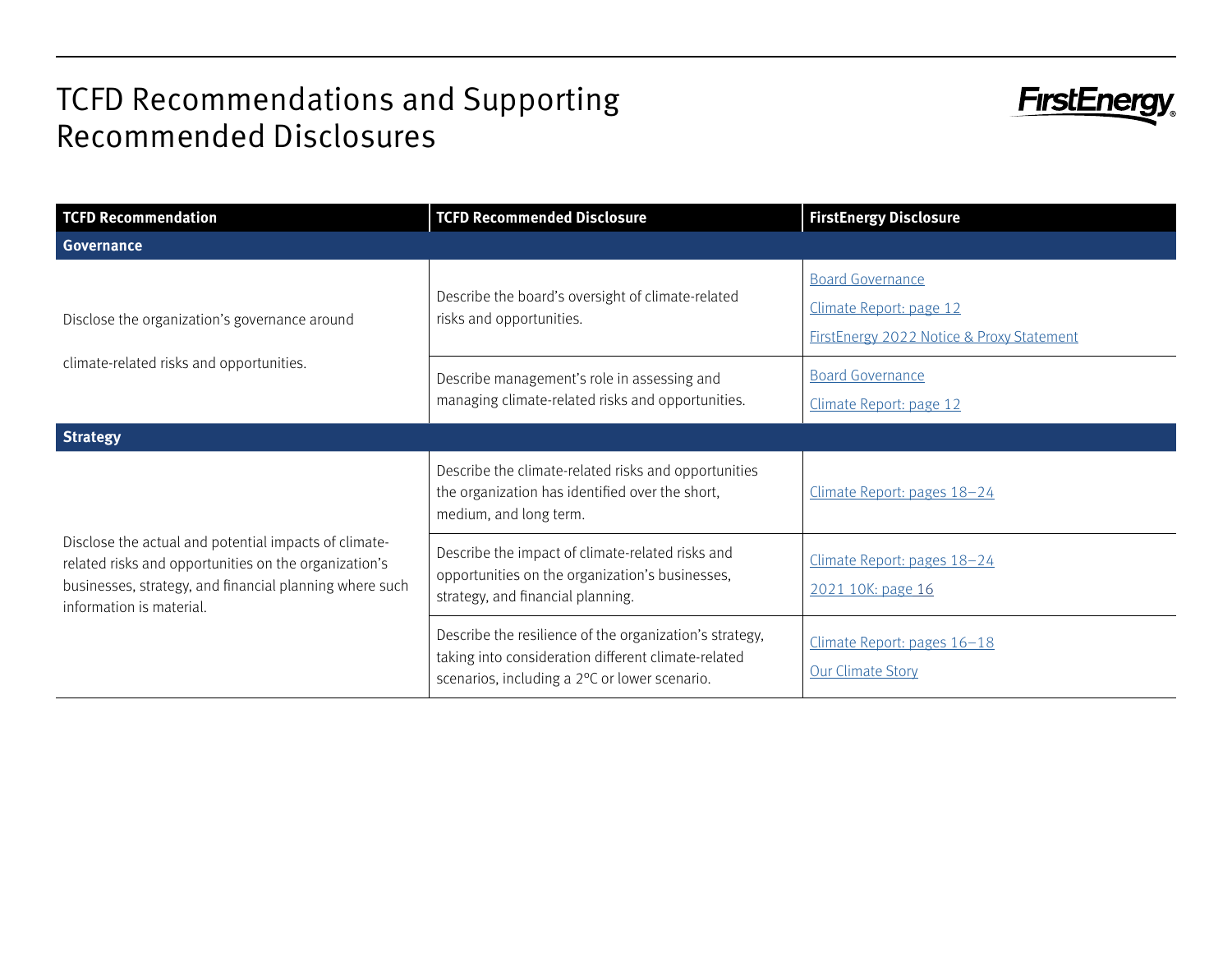# TCFD Recommendations and Supporting Recommended Disclosures

| TCFD Recommendation | TCFD Recommended Disclosure | FirstEnergy Disclosure |
|---|---|---|
| **Governance** | | |
| Disclose the organization's governance around climate-related risks and opportunities. | Describe the board's oversight of climate-related risks and opportunities. | Board Governance<br>Climate Report: page 12<br>FirstEnergy 2022 Notice & Proxy Statement |
| | Describe management's role in assessing and managing climate-related risks and opportunities. | Board Governance<br>Climate Report: page 12 |
| **Strategy** | | |
| Disclose the actual and potential impacts of climate-related risks and opportunities on the organization's businesses, strategy, and financial planning where such information is material. | Describe the climate-related risks and opportunities the organization has identified over the short, medium, and long term. | Climate Report: pages 18–24 |
| | Describe the impact of climate-related risks and opportunities on the organization's businesses, strategy, and financial planning. | Climate Report: pages 18–24<br>2021 10K: page 16 |
| | Describe the resilience of the organization's strategy, taking into consideration different climate-related scenarios, including a 2°C or lower scenario. | Climate Report: pages 16–18<br>Our Climate Story |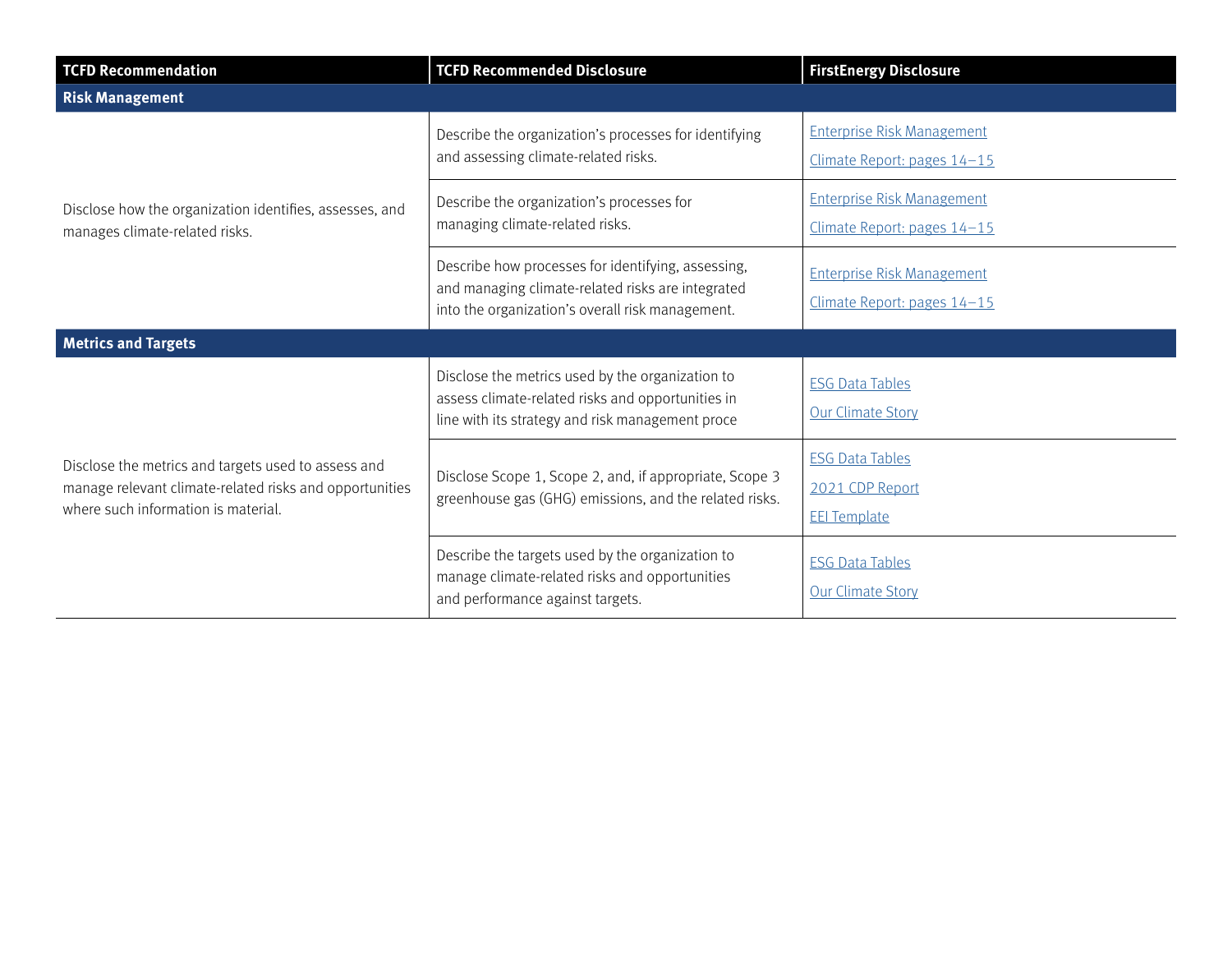| TCFD Recommendation | TCFD Recommended Disclosure | FirstEnergy Disclosure |
|---|---|---|
| **Risk Management** | | |
| Disclose how the organization identifies, assesses, and manages climate-related risks. | Describe the organization's processes for identifying and assessing climate-related risks. | Enterprise Risk Management<br>Climate Report: pages 14–15 |
| | Describe the organization's processes for managing climate-related risks. | Enterprise Risk Management<br>Climate Report: pages 14–15 |
| | Describe how processes for identifying, assessing, and managing climate-related risks are integrated into the organization's overall risk management. | Enterprise Risk Management<br>Climate Report: pages 14–15 |
| **Metrics and Targets** | | |
| Disclose the metrics and targets used to assess and manage relevant climate-related risks and opportunities where such information is material. | Disclose the metrics used by the organization to assess climate-related risks and opportunities in line with its strategy and risk management proce | ESG Data Tables<br>Our Climate Story |
| | Disclose Scope 1, Scope 2, and, if appropriate, Scope 3 greenhouse gas (GHG) emissions, and the related risks. | ESG Data Tables<br>2021 CDP Report<br>EEI Template |
| | Describe the targets used by the organization to manage climate-related risks and opportunities and performance against targets. | ESG Data Tables<br>Our Climate Story |